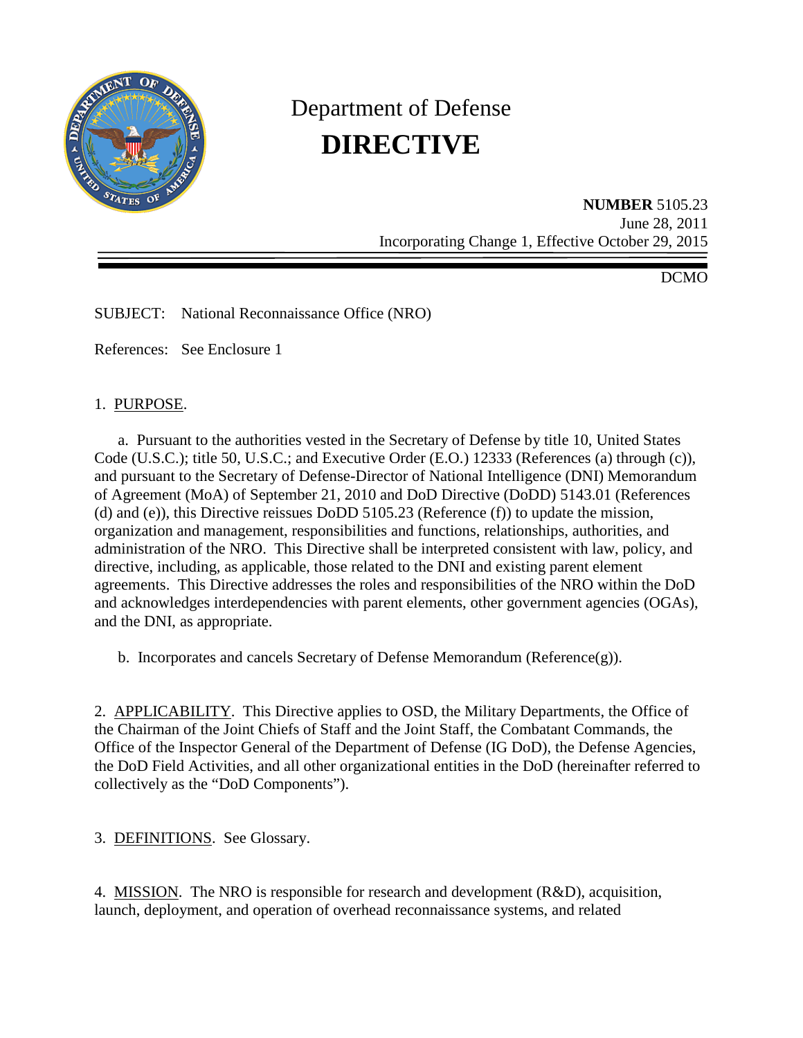# Department of Defense

# DIRECTIVE

**NUMBER** 5105.23
June 28, 2011
Incorporating Change 1, Effective October 29, 2015

DCMO

SUBJECT: National Reconnaissance Office (NRO)

References: See Enclosure 1

1. PURPOSE.

a. Pursuant to the authorities vested in the Secretary of Defense by title 10, United States Code (U.S.C.); title 50, U.S.C.; and Executive Order (E.O.) 12333 (References (a) through (c)), and pursuant to the Secretary of Defense-Director of National Intelligence (DNI) Memorandum of Agreement (MoA) of September 21, 2010 and DoD Directive (DoDD) 5143.01 (References (d) and (e)), this Directive reissues DoDD 5105.23 (Reference (f)) to update the mission, organization and management, responsibilities and functions, relationships, authorities, and administration of the NRO. This Directive shall be interpreted consistent with law, policy, and directive, including, as applicable, those related to the DNI and existing parent element agreements. This Directive addresses the roles and responsibilities of the NRO within the DoD and acknowledges interdependencies with parent elements, other government agencies (OGAs), and the DNI, as appropriate.

b. Incorporates and cancels Secretary of Defense Memorandum (Reference(g)).

2. APPLICABILITY. This Directive applies to OSD, the Military Departments, the Office of the Chairman of the Joint Chiefs of Staff and the Joint Staff, the Combatant Commands, the Office of the Inspector General of the Department of Defense (IG DoD), the Defense Agencies, the DoD Field Activities, and all other organizational entities in the DoD (hereinafter referred to collectively as the "DoD Components").

3. DEFINITIONS. See Glossary.

4. MISSION. The NRO is responsible for research and development (R&D), acquisition, launch, deployment, and operation of overhead reconnaissance systems, and related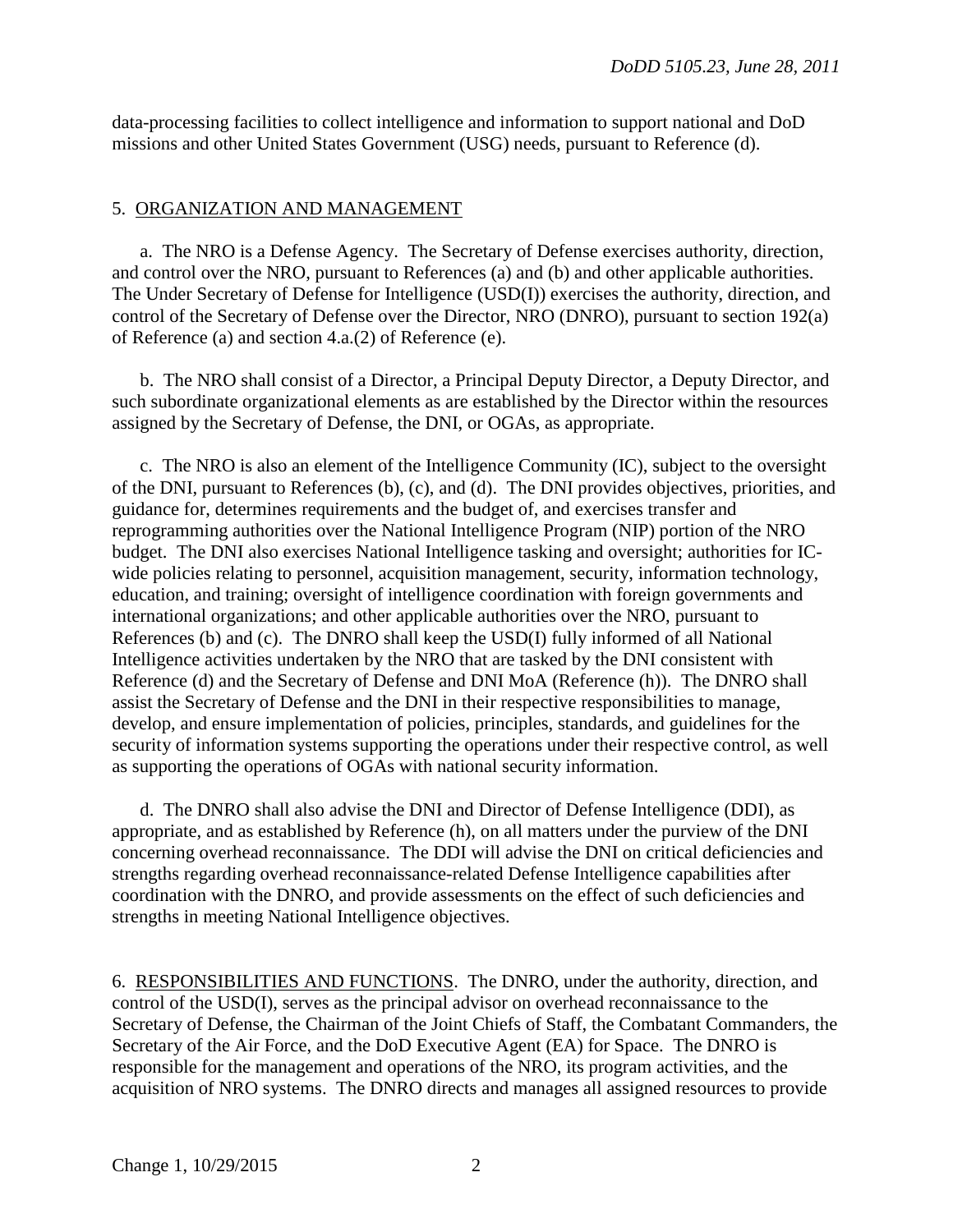data-processing facilities to collect intelligence and information to support national and DoD missions and other United States Government (USG) needs, pursuant to Reference (d).

5. ORGANIZATION AND MANAGEMENT

a. The NRO is a Defense Agency. The Secretary of Defense exercises authority, direction, and control over the NRO, pursuant to References (a) and (b) and other applicable authorities. The Under Secretary of Defense for Intelligence (USD(I)) exercises the authority, direction, and control of the Secretary of Defense over the Director, NRO (DNRO), pursuant to section 192(a) of Reference (a) and section 4.a.(2) of Reference (e).

b. The NRO shall consist of a Director, a Principal Deputy Director, a Deputy Director, and such subordinate organizational elements as are established by the Director within the resources assigned by the Secretary of Defense, the DNI, or OGAs, as appropriate.

c. The NRO is also an element of the Intelligence Community (IC), subject to the oversight of the DNI, pursuant to References (b), (c), and (d). The DNI provides objectives, priorities, and guidance for, determines requirements and the budget of, and exercises transfer and reprogramming authorities over the National Intelligence Program (NIP) portion of the NRO budget. The DNI also exercises National Intelligence tasking and oversight; authorities for IC-wide policies relating to personnel, acquisition management, security, information technology, education, and training; oversight of intelligence coordination with foreign governments and international organizations; and other applicable authorities over the NRO, pursuant to References (b) and (c). The DNRO shall keep the USD(I) fully informed of all National Intelligence activities undertaken by the NRO that are tasked by the DNI consistent with Reference (d) and the Secretary of Defense and DNI MoA (Reference (h)). The DNRO shall assist the Secretary of Defense and the DNI in their respective responsibilities to manage, develop, and ensure implementation of policies, principles, standards, and guidelines for the security of information systems supporting the operations under their respective control, as well as supporting the operations of OGAs with national security information.

d. The DNRO shall also advise the DNI and Director of Defense Intelligence (DDI), as appropriate, and as established by Reference (h), on all matters under the purview of the DNI concerning overhead reconnaissance. The DDI will advise the DNI on critical deficiencies and strengths regarding overhead reconnaissance-related Defense Intelligence capabilities after coordination with the DNRO, and provide assessments on the effect of such deficiencies and strengths in meeting National Intelligence objectives.

6. RESPONSIBILITIES AND FUNCTIONS. The DNRO, under the authority, direction, and control of the USD(I), serves as the principal advisor on overhead reconnaissance to the Secretary of Defense, the Chairman of the Joint Chiefs of Staff, the Combatant Commanders, the Secretary of the Air Force, and the DoD Executive Agent (EA) for Space. The DNRO is responsible for the management and operations of the NRO, its program activities, and the acquisition of NRO systems. The DNRO directs and manages all assigned resources to provide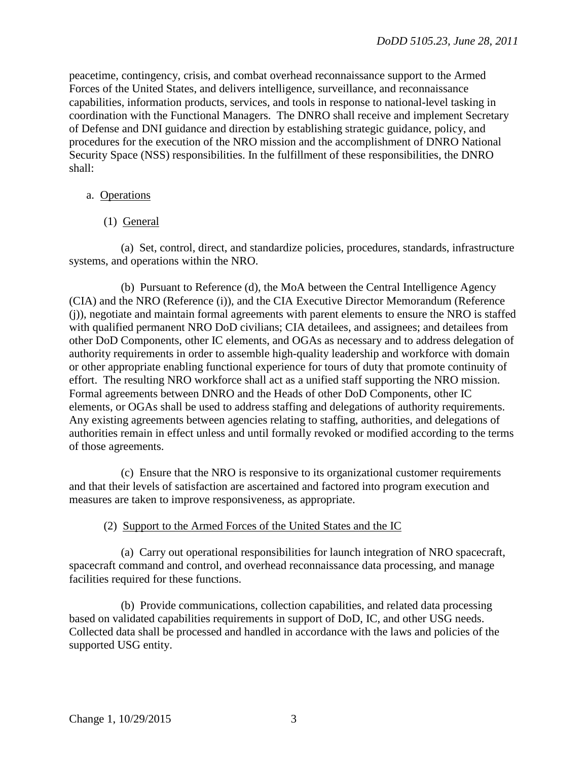peacetime, contingency, crisis, and combat overhead reconnaissance support to the Armed Forces of the United States, and delivers intelligence, surveillance, and reconnaissance capabilities, information products, services, and tools in response to national-level tasking in coordination with the Functional Managers. The DNRO shall receive and implement Secretary of Defense and DNI guidance and direction by establishing strategic guidance, policy, and procedures for the execution of the NRO mission and the accomplishment of DNRO National Security Space (NSS) responsibilities. In the fulfillment of these responsibilities, the DNRO shall:

a. Operations

(1) General

(a) Set, control, direct, and standardize policies, procedures, standards, infrastructure systems, and operations within the NRO.

(b) Pursuant to Reference (d), the MoA between the Central Intelligence Agency (CIA) and the NRO (Reference (i)), and the CIA Executive Director Memorandum (Reference (j)), negotiate and maintain formal agreements with parent elements to ensure the NRO is staffed with qualified permanent NRO DoD civilians; CIA detailees, and assignees; and detailees from other DoD Components, other IC elements, and OGAs as necessary and to address delegation of authority requirements in order to assemble high-quality leadership and workforce with domain or other appropriate enabling functional experience for tours of duty that promote continuity of effort. The resulting NRO workforce shall act as a unified staff supporting the NRO mission. Formal agreements between DNRO and the Heads of other DoD Components, other IC elements, or OGAs shall be used to address staffing and delegations of authority requirements. Any existing agreements between agencies relating to staffing, authorities, and delegations of authorities remain in effect unless and until formally revoked or modified according to the terms of those agreements.

(c) Ensure that the NRO is responsive to its organizational customer requirements and that their levels of satisfaction are ascertained and factored into program execution and measures are taken to improve responsiveness, as appropriate.

(2) Support to the Armed Forces of the United States and the IC

(a) Carry out operational responsibilities for launch integration of NRO spacecraft, spacecraft command and control, and overhead reconnaissance data processing, and manage facilities required for these functions.

(b) Provide communications, collection capabilities, and related data processing based on validated capabilities requirements in support of DoD, IC, and other USG needs. Collected data shall be processed and handled in accordance with the laws and policies of the supported USG entity.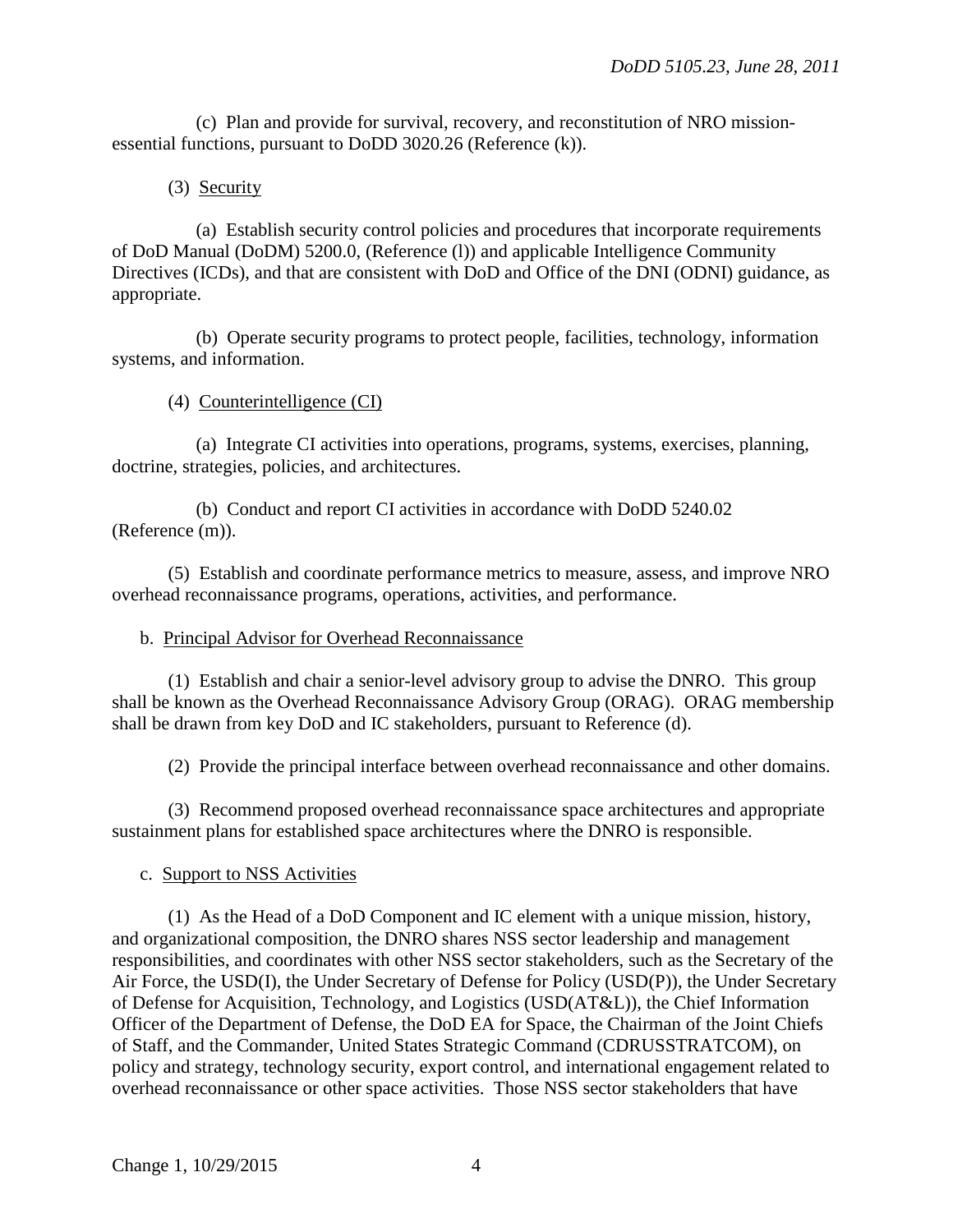(c) Plan and provide for survival, recovery, and reconstitution of NRO mission-essential functions, pursuant to DoDD 3020.26 (Reference (k)).

(3) Security

(a) Establish security control policies and procedures that incorporate requirements of DoD Manual (DoDM) 5200.0, (Reference (l)) and applicable Intelligence Community Directives (ICDs), and that are consistent with DoD and Office of the DNI (ODNI) guidance, as appropriate.

(b) Operate security programs to protect people, facilities, technology, information systems, and information.

(4) Counterintelligence (CI)

(a) Integrate CI activities into operations, programs, systems, exercises, planning, doctrine, strategies, policies, and architectures.

(b) Conduct and report CI activities in accordance with DoDD 5240.02 (Reference (m)).

(5) Establish and coordinate performance metrics to measure, assess, and improve NRO overhead reconnaissance programs, operations, activities, and performance.

b. Principal Advisor for Overhead Reconnaissance

(1) Establish and chair a senior-level advisory group to advise the DNRO. This group shall be known as the Overhead Reconnaissance Advisory Group (ORAG). ORAG membership shall be drawn from key DoD and IC stakeholders, pursuant to Reference (d).

(2) Provide the principal interface between overhead reconnaissance and other domains.

(3) Recommend proposed overhead reconnaissance space architectures and appropriate sustainment plans for established space architectures where the DNRO is responsible.

c. Support to NSS Activities

(1) As the Head of a DoD Component and IC element with a unique mission, history, and organizational composition, the DNRO shares NSS sector leadership and management responsibilities, and coordinates with other NSS sector stakeholders, such as the Secretary of the Air Force, the USD(I), the Under Secretary of Defense for Policy (USD(P)), the Under Secretary of Defense for Acquisition, Technology, and Logistics (USD(AT&L)), the Chief Information Officer of the Department of Defense, the DoD EA for Space, the Chairman of the Joint Chiefs of Staff, and the Commander, United States Strategic Command (CDRUSSTRATCOM), on policy and strategy, technology security, export control, and international engagement related to overhead reconnaissance or other space activities. Those NSS sector stakeholders that have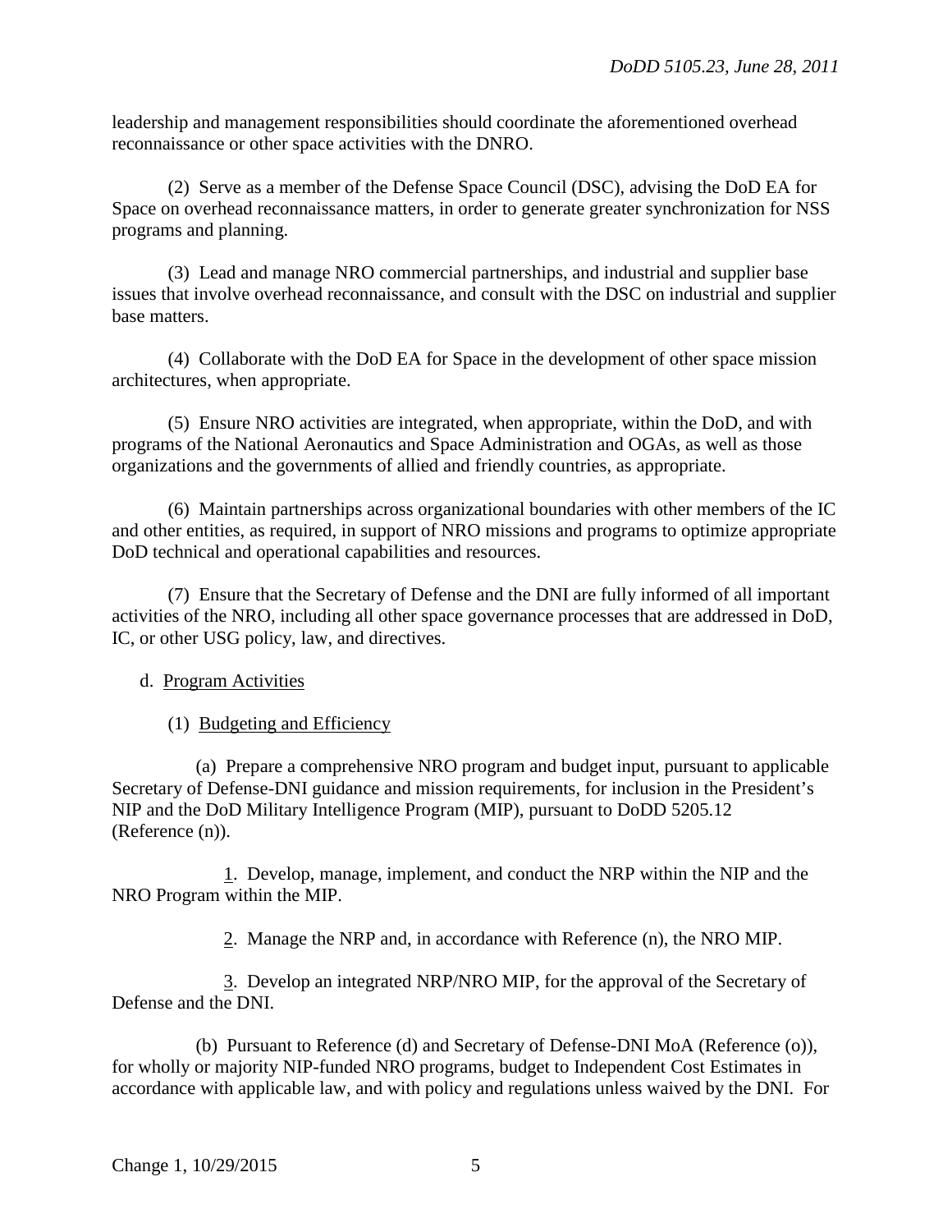leadership and management responsibilities should coordinate the aforementioned overhead reconnaissance or other space activities with the DNRO.

(2) Serve as a member of the Defense Space Council (DSC), advising the DoD EA for Space on overhead reconnaissance matters, in order to generate greater synchronization for NSS programs and planning.

(3) Lead and manage NRO commercial partnerships, and industrial and supplier base issues that involve overhead reconnaissance, and consult with the DSC on industrial and supplier base matters.

(4) Collaborate with the DoD EA for Space in the development of other space mission architectures, when appropriate.

(5) Ensure NRO activities are integrated, when appropriate, within the DoD, and with programs of the National Aeronautics and Space Administration and OGAs, as well as those organizations and the governments of allied and friendly countries, as appropriate.

(6) Maintain partnerships across organizational boundaries with other members of the IC and other entities, as required, in support of NRO missions and programs to optimize appropriate DoD technical and operational capabilities and resources.

(7) Ensure that the Secretary of Defense and the DNI are fully informed of all important activities of the NRO, including all other space governance processes that are addressed in DoD, IC, or other USG policy, law, and directives.

d. Program Activities

(1) Budgeting and Efficiency

(a) Prepare a comprehensive NRO program and budget input, pursuant to applicable Secretary of Defense-DNI guidance and mission requirements, for inclusion in the President's NIP and the DoD Military Intelligence Program (MIP), pursuant to DoDD 5205.12 (Reference (n)).

1. Develop, manage, implement, and conduct the NRP within the NIP and the NRO Program within the MIP.

2. Manage the NRP and, in accordance with Reference (n), the NRO MIP.

3. Develop an integrated NRP/NRO MIP, for the approval of the Secretary of Defense and the DNI.

(b) Pursuant to Reference (d) and Secretary of Defense-DNI MoA (Reference (o)), for wholly or majority NIP-funded NRO programs, budget to Independent Cost Estimates in accordance with applicable law, and with policy and regulations unless waived by the DNI. For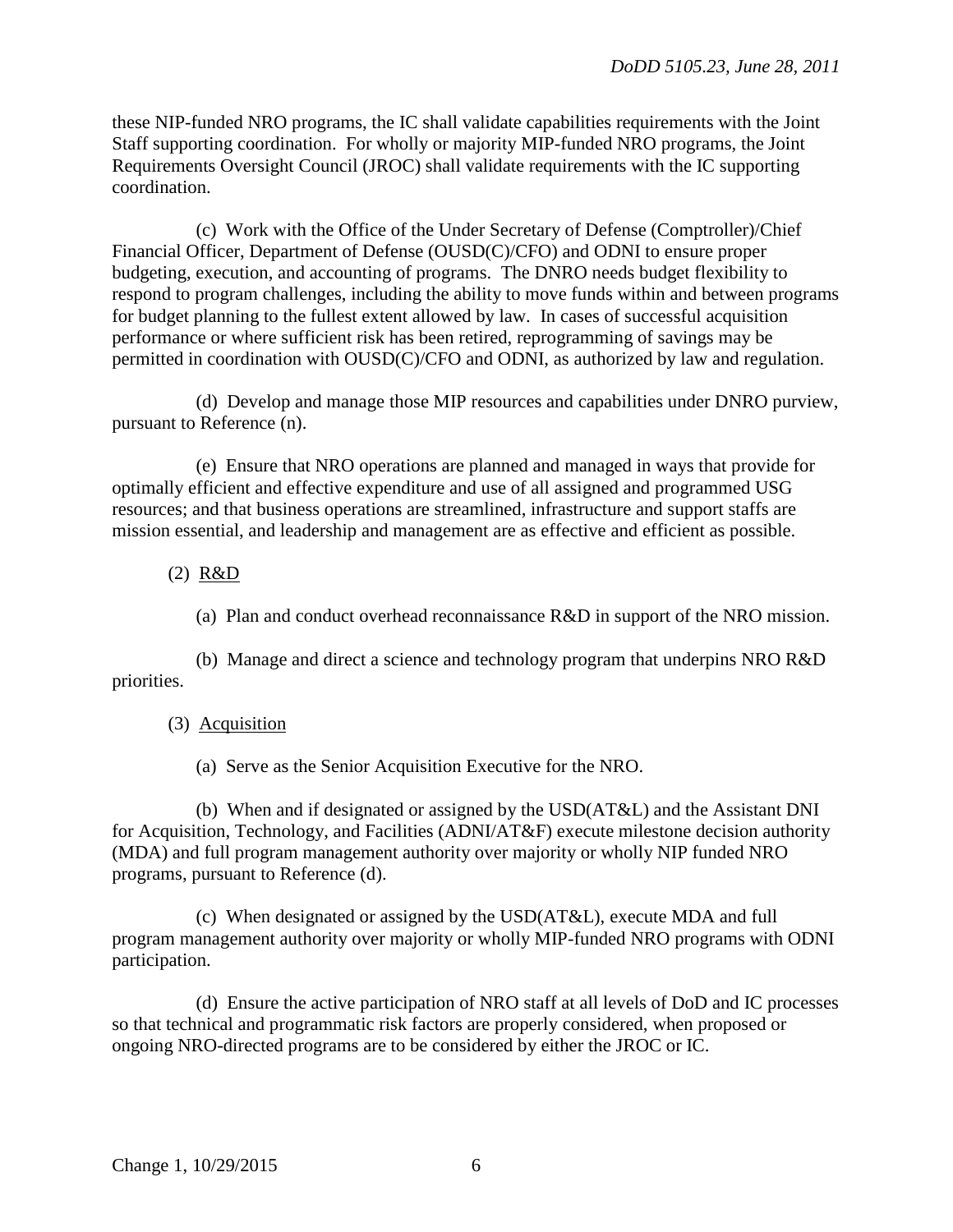these NIP-funded NRO programs, the IC shall validate capabilities requirements with the Joint Staff supporting coordination. For wholly or majority MIP-funded NRO programs, the Joint Requirements Oversight Council (JROC) shall validate requirements with the IC supporting coordination.

(c) Work with the Office of the Under Secretary of Defense (Comptroller)/Chief Financial Officer, Department of Defense (OUSD(C)/CFO) and ODNI to ensure proper budgeting, execution, and accounting of programs. The DNRO needs budget flexibility to respond to program challenges, including the ability to move funds within and between programs for budget planning to the fullest extent allowed by law. In cases of successful acquisition performance or where sufficient risk has been retired, reprogramming of savings may be permitted in coordination with OUSD(C)/CFO and ODNI, as authorized by law and regulation.

(d) Develop and manage those MIP resources and capabilities under DNRO purview, pursuant to Reference (n).

(e) Ensure that NRO operations are planned and managed in ways that provide for optimally efficient and effective expenditure and use of all assigned and programmed USG resources; and that business operations are streamlined, infrastructure and support staffs are mission essential, and leadership and management are as effective and efficient as possible.

(2) R&D

(a) Plan and conduct overhead reconnaissance R&D in support of the NRO mission.

(b) Manage and direct a science and technology program that underpins NRO R&D priorities.

(3) Acquisition

(a) Serve as the Senior Acquisition Executive for the NRO.

(b) When and if designated or assigned by the USD(AT&L) and the Assistant DNI for Acquisition, Technology, and Facilities (ADNI/AT&F) execute milestone decision authority (MDA) and full program management authority over majority or wholly NIP funded NRO programs, pursuant to Reference (d).

(c) When designated or assigned by the USD(AT&L), execute MDA and full program management authority over majority or wholly MIP-funded NRO programs with ODNI participation.

(d) Ensure the active participation of NRO staff at all levels of DoD and IC processes so that technical and programmatic risk factors are properly considered, when proposed or ongoing NRO-directed programs are to be considered by either the JROC or IC.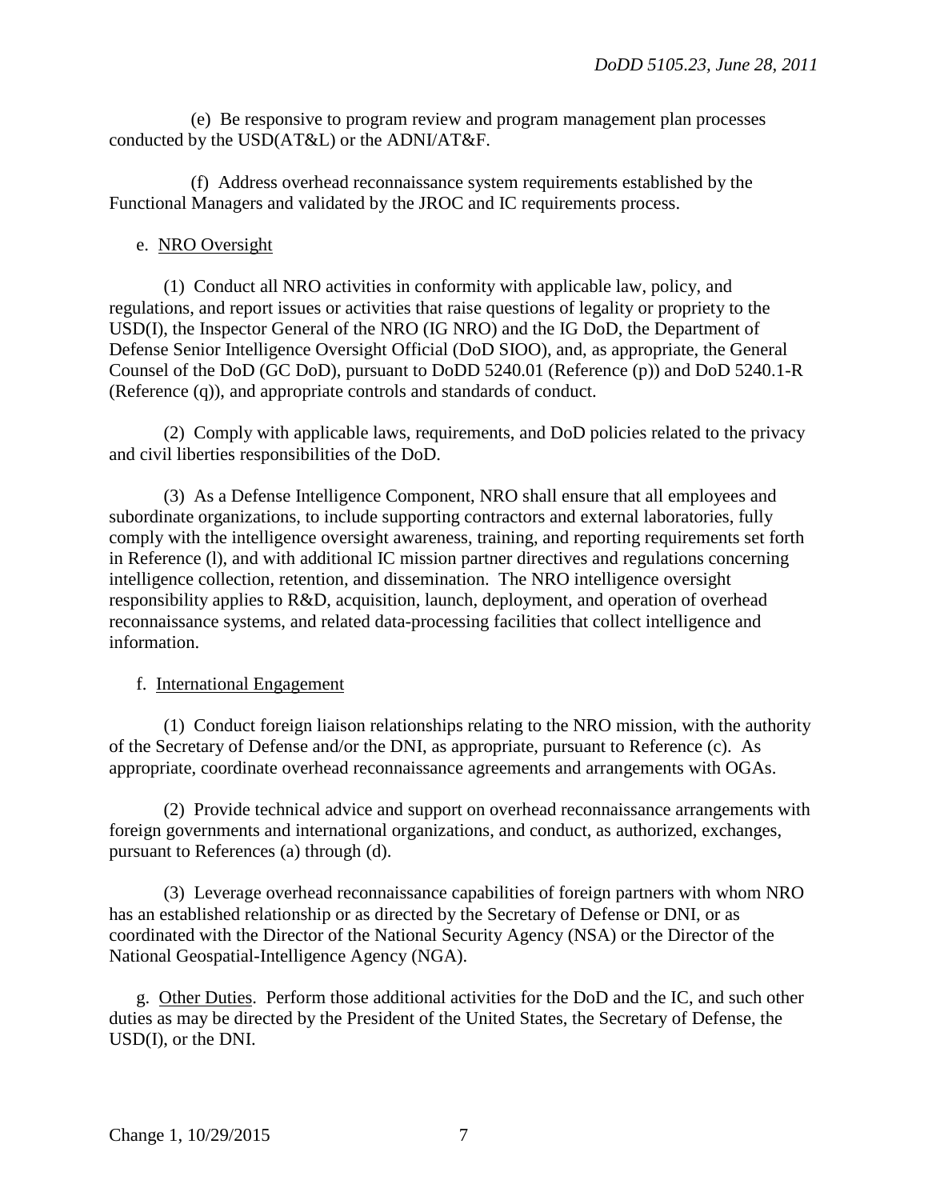(e) Be responsive to program review and program management plan processes conducted by the USD(AT&L) or the ADNI/AT&F.

(f) Address overhead reconnaissance system requirements established by the Functional Managers and validated by the JROC and IC requirements process.

e. NRO Oversight

(1) Conduct all NRO activities in conformity with applicable law, policy, and regulations, and report issues or activities that raise questions of legality or propriety to the USD(I), the Inspector General of the NRO (IG NRO) and the IG DoD, the Department of Defense Senior Intelligence Oversight Official (DoD SIOO), and, as appropriate, the General Counsel of the DoD (GC DoD), pursuant to DoDD 5240.01 (Reference (p)) and DoD 5240.1-R (Reference (q)), and appropriate controls and standards of conduct.

(2) Comply with applicable laws, requirements, and DoD policies related to the privacy and civil liberties responsibilities of the DoD.

(3) As a Defense Intelligence Component, NRO shall ensure that all employees and subordinate organizations, to include supporting contractors and external laboratories, fully comply with the intelligence oversight awareness, training, and reporting requirements set forth in Reference (l), and with additional IC mission partner directives and regulations concerning intelligence collection, retention, and dissemination. The NRO intelligence oversight responsibility applies to R&D, acquisition, launch, deployment, and operation of overhead reconnaissance systems, and related data-processing facilities that collect intelligence and information.

f. International Engagement

(1) Conduct foreign liaison relationships relating to the NRO mission, with the authority of the Secretary of Defense and/or the DNI, as appropriate, pursuant to Reference (c). As appropriate, coordinate overhead reconnaissance agreements and arrangements with OGAs.

(2) Provide technical advice and support on overhead reconnaissance arrangements with foreign governments and international organizations, and conduct, as authorized, exchanges, pursuant to References (a) through (d).

(3) Leverage overhead reconnaissance capabilities of foreign partners with whom NRO has an established relationship or as directed by the Secretary of Defense or DNI, or as coordinated with the Director of the National Security Agency (NSA) or the Director of the National Geospatial-Intelligence Agency (NGA).

g. Other Duties. Perform those additional activities for the DoD and the IC, and such other duties as may be directed by the President of the United States, the Secretary of Defense, the USD(I), or the DNI.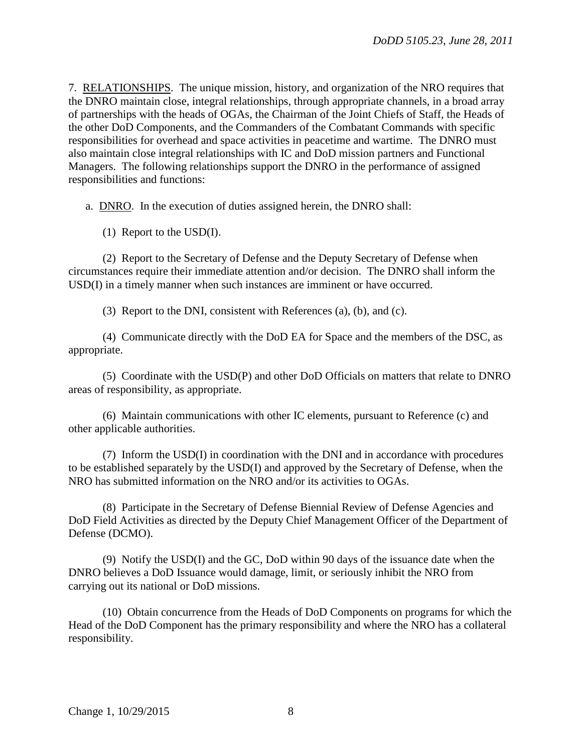7. RELATIONSHIPS. The unique mission, history, and organization of the NRO requires that the DNRO maintain close, integral relationships, through appropriate channels, in a broad array of partnerships with the heads of OGAs, the Chairman of the Joint Chiefs of Staff, the Heads of the other DoD Components, and the Commanders of the Combatant Commands with specific responsibilities for overhead and space activities in peacetime and wartime. The DNRO must also maintain close integral relationships with IC and DoD mission partners and Functional Managers. The following relationships support the DNRO in the performance of assigned responsibilities and functions:

a. DNRO. In the execution of duties assigned herein, the DNRO shall:

(1) Report to the USD(I).

(2) Report to the Secretary of Defense and the Deputy Secretary of Defense when circumstances require their immediate attention and/or decision. The DNRO shall inform the USD(I) in a timely manner when such instances are imminent or have occurred.

(3) Report to the DNI, consistent with References (a), (b), and (c).

(4) Communicate directly with the DoD EA for Space and the members of the DSC, as appropriate.

(5) Coordinate with the USD(P) and other DoD Officials on matters that relate to DNRO areas of responsibility, as appropriate.

(6) Maintain communications with other IC elements, pursuant to Reference (c) and other applicable authorities.

(7) Inform the USD(I) in coordination with the DNI and in accordance with procedures to be established separately by the USD(I) and approved by the Secretary of Defense, when the NRO has submitted information on the NRO and/or its activities to OGAs.

(8) Participate in the Secretary of Defense Biennial Review of Defense Agencies and DoD Field Activities as directed by the Deputy Chief Management Officer of the Department of Defense (DCMO).

(9) Notify the USD(I) and the GC, DoD within 90 days of the issuance date when the DNRO believes a DoD Issuance would damage, limit, or seriously inhibit the NRO from carrying out its national or DoD missions.

(10) Obtain concurrence from the Heads of DoD Components on programs for which the Head of the DoD Component has the primary responsibility and where the NRO has a collateral responsibility.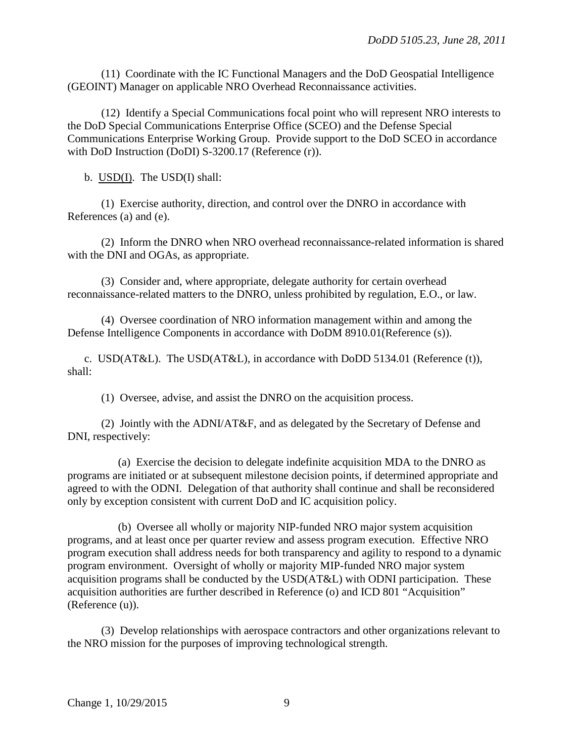(11) Coordinate with the IC Functional Managers and the DoD Geospatial Intelligence (GEOINT) Manager on applicable NRO Overhead Reconnaissance activities.

(12) Identify a Special Communications focal point who will represent NRO interests to the DoD Special Communications Enterprise Office (SCEO) and the Defense Special Communications Enterprise Working Group. Provide support to the DoD SCEO in accordance with DoD Instruction (DoDI) S-3200.17 (Reference (r)).

b. USD(I). The USD(I) shall:

(1) Exercise authority, direction, and control over the DNRO in accordance with References (a) and (e).

(2) Inform the DNRO when NRO overhead reconnaissance-related information is shared with the DNI and OGAs, as appropriate.

(3) Consider and, where appropriate, delegate authority for certain overhead reconnaissance-related matters to the DNRO, unless prohibited by regulation, E.O., or law.

(4) Oversee coordination of NRO information management within and among the Defense Intelligence Components in accordance with DoDM 8910.01(Reference (s)).

c. USD(AT&L). The USD(AT&L), in accordance with DoDD 5134.01 (Reference (t)), shall:

(1) Oversee, advise, and assist the DNRO on the acquisition process.

(2) Jointly with the ADNI/AT&F, and as delegated by the Secretary of Defense and DNI, respectively:

(a) Exercise the decision to delegate indefinite acquisition MDA to the DNRO as programs are initiated or at subsequent milestone decision points, if determined appropriate and agreed to with the ODNI. Delegation of that authority shall continue and shall be reconsidered only by exception consistent with current DoD and IC acquisition policy.

(b) Oversee all wholly or majority NIP-funded NRO major system acquisition programs, and at least once per quarter review and assess program execution. Effective NRO program execution shall address needs for both transparency and agility to respond to a dynamic program environment. Oversight of wholly or majority MIP-funded NRO major system acquisition programs shall be conducted by the USD(AT&L) with ODNI participation. These acquisition authorities are further described in Reference (o) and ICD 801 "Acquisition" (Reference (u)).

(3) Develop relationships with aerospace contractors and other organizations relevant to the NRO mission for the purposes of improving technological strength.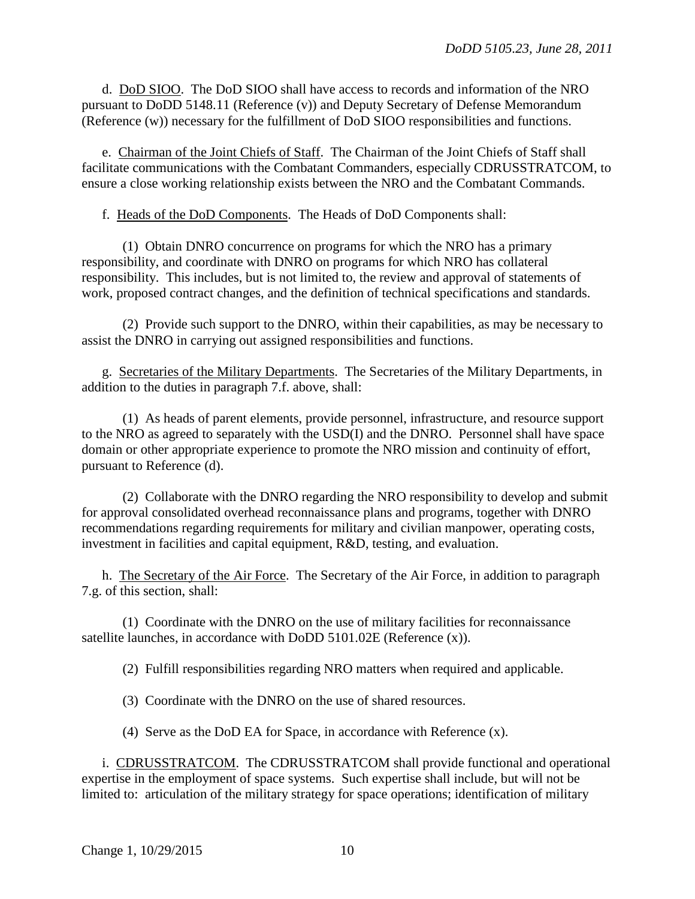d. DoD SIOO. The DoD SIOO shall have access to records and information of the NRO pursuant to DoDD 5148.11 (Reference (v)) and Deputy Secretary of Defense Memorandum (Reference (w)) necessary for the fulfillment of DoD SIOO responsibilities and functions.

e. Chairman of the Joint Chiefs of Staff. The Chairman of the Joint Chiefs of Staff shall facilitate communications with the Combatant Commanders, especially CDRUSSTRATCOM, to ensure a close working relationship exists between the NRO and the Combatant Commands.

f. Heads of the DoD Components. The Heads of DoD Components shall:

(1) Obtain DNRO concurrence on programs for which the NRO has a primary responsibility, and coordinate with DNRO on programs for which NRO has collateral responsibility. This includes, but is not limited to, the review and approval of statements of work, proposed contract changes, and the definition of technical specifications and standards.

(2) Provide such support to the DNRO, within their capabilities, as may be necessary to assist the DNRO in carrying out assigned responsibilities and functions.

g. Secretaries of the Military Departments. The Secretaries of the Military Departments, in addition to the duties in paragraph 7.f. above, shall:

(1) As heads of parent elements, provide personnel, infrastructure, and resource support to the NRO as agreed to separately with the USD(I) and the DNRO. Personnel shall have space domain or other appropriate experience to promote the NRO mission and continuity of effort, pursuant to Reference (d).

(2) Collaborate with the DNRO regarding the NRO responsibility to develop and submit for approval consolidated overhead reconnaissance plans and programs, together with DNRO recommendations regarding requirements for military and civilian manpower, operating costs, investment in facilities and capital equipment, R&D, testing, and evaluation.

h. The Secretary of the Air Force. The Secretary of the Air Force, in addition to paragraph 7.g. of this section, shall:

(1) Coordinate with the DNRO on the use of military facilities for reconnaissance satellite launches, in accordance with DoDD 5101.02E (Reference (x)).

(2) Fulfill responsibilities regarding NRO matters when required and applicable.

(3) Coordinate with the DNRO on the use of shared resources.

(4) Serve as the DoD EA for Space, in accordance with Reference (x).

i. CDRUSSTRATCOM. The CDRUSSTRATCOM shall provide functional and operational expertise in the employment of space systems. Such expertise shall include, but will not be limited to: articulation of the military strategy for space operations; identification of military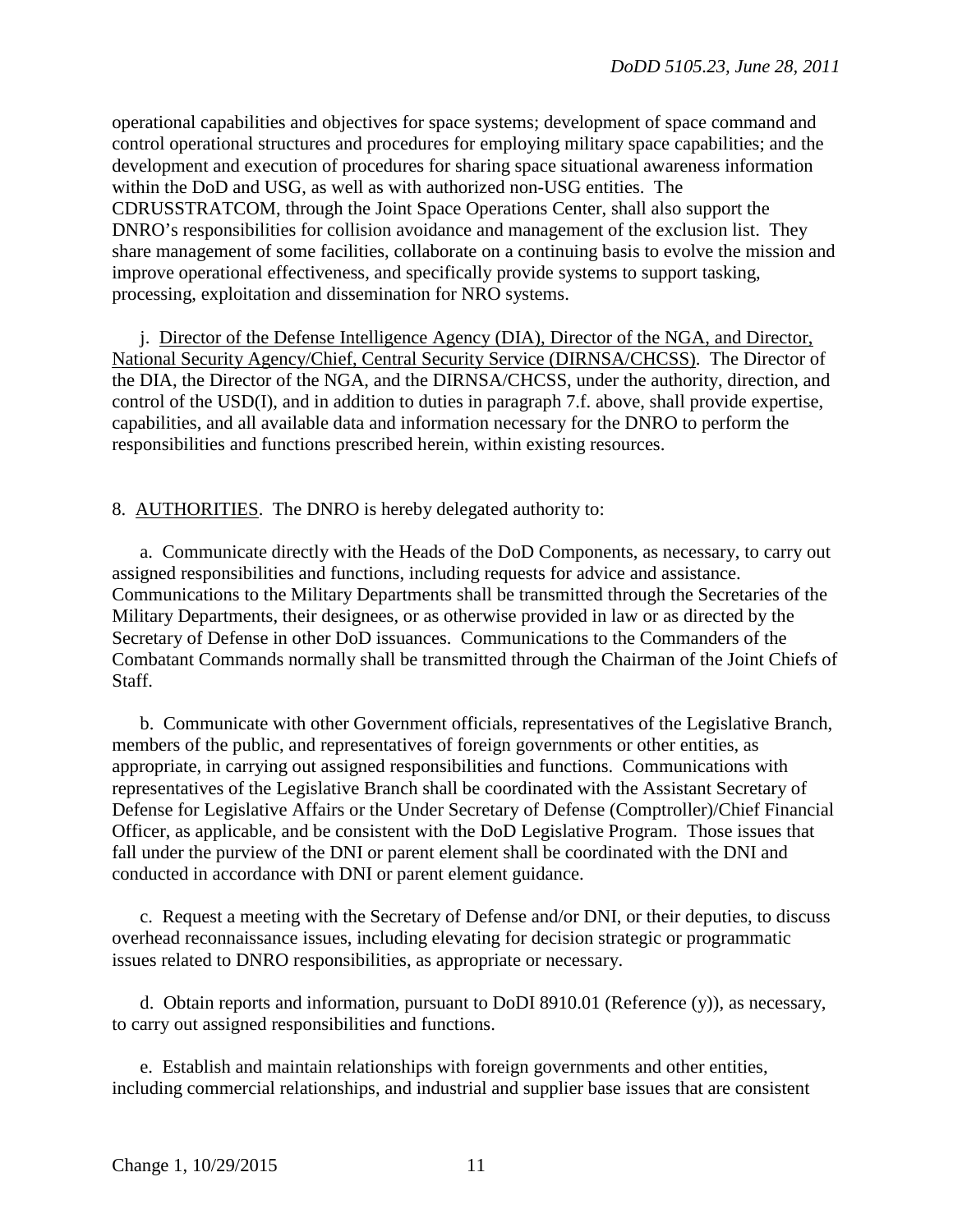operational capabilities and objectives for space systems; development of space command and control operational structures and procedures for employing military space capabilities; and the development and execution of procedures for sharing space situational awareness information within the DoD and USG, as well as with authorized non-USG entities. The CDRUSSTRATCOM, through the Joint Space Operations Center, shall also support the DNRO's responsibilities for collision avoidance and management of the exclusion list. They share management of some facilities, collaborate on a continuing basis to evolve the mission and improve operational effectiveness, and specifically provide systems to support tasking, processing, exploitation and dissemination for NRO systems.

j. Director of the Defense Intelligence Agency (DIA), Director of the NGA, and Director, National Security Agency/Chief, Central Security Service (DIRNSA/CHCSS). The Director of the DIA, the Director of the NGA, and the DIRNSA/CHCSS, under the authority, direction, and control of the USD(I), and in addition to duties in paragraph 7.f. above, shall provide expertise, capabilities, and all available data and information necessary for the DNRO to perform the responsibilities and functions prescribed herein, within existing resources.

8. AUTHORITIES. The DNRO is hereby delegated authority to:

a. Communicate directly with the Heads of the DoD Components, as necessary, to carry out assigned responsibilities and functions, including requests for advice and assistance. Communications to the Military Departments shall be transmitted through the Secretaries of the Military Departments, their designees, or as otherwise provided in law or as directed by the Secretary of Defense in other DoD issuances. Communications to the Commanders of the Combatant Commands normally shall be transmitted through the Chairman of the Joint Chiefs of Staff.

b. Communicate with other Government officials, representatives of the Legislative Branch, members of the public, and representatives of foreign governments or other entities, as appropriate, in carrying out assigned responsibilities and functions. Communications with representatives of the Legislative Branch shall be coordinated with the Assistant Secretary of Defense for Legislative Affairs or the Under Secretary of Defense (Comptroller)/Chief Financial Officer, as applicable, and be consistent with the DoD Legislative Program. Those issues that fall under the purview of the DNI or parent element shall be coordinated with the DNI and conducted in accordance with DNI or parent element guidance.

c. Request a meeting with the Secretary of Defense and/or DNI, or their deputies, to discuss overhead reconnaissance issues, including elevating for decision strategic or programmatic issues related to DNRO responsibilities, as appropriate or necessary.

d. Obtain reports and information, pursuant to DoDI 8910.01 (Reference (y)), as necessary, to carry out assigned responsibilities and functions.

e. Establish and maintain relationships with foreign governments and other entities, including commercial relationships, and industrial and supplier base issues that are consistent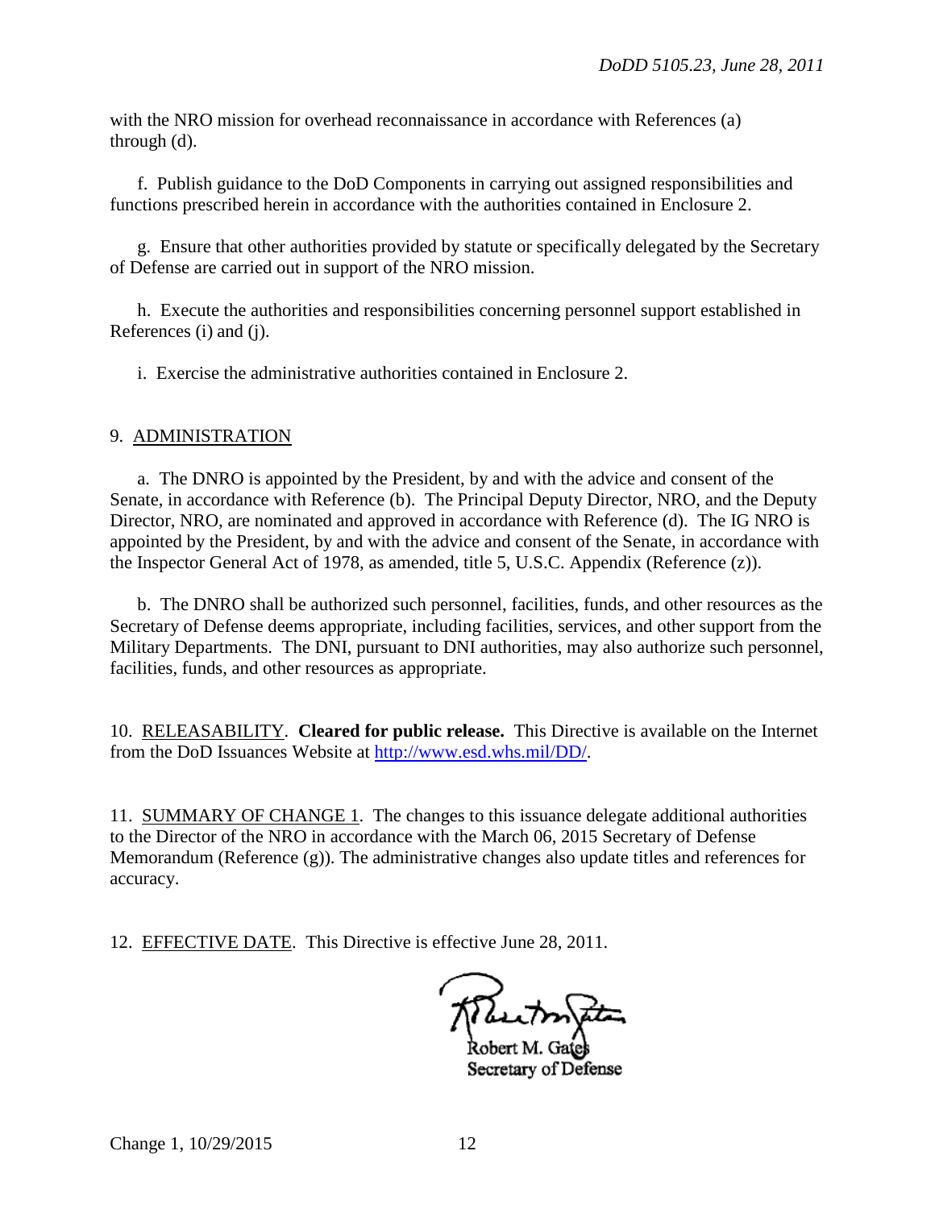with the NRO mission for overhead reconnaissance in accordance with References (a) through (d).

f. Publish guidance to the DoD Components in carrying out assigned responsibilities and functions prescribed herein in accordance with the authorities contained in Enclosure 2.

g. Ensure that other authorities provided by statute or specifically delegated by the Secretary of Defense are carried out in support of the NRO mission.

h. Execute the authorities and responsibilities concerning personnel support established in References (i) and (j).

i. Exercise the administrative authorities contained in Enclosure 2.

9. ADMINISTRATION

a. The DNRO is appointed by the President, by and with the advice and consent of the Senate, in accordance with Reference (b). The Principal Deputy Director, NRO, and the Deputy Director, NRO, are nominated and approved in accordance with Reference (d). The IG NRO is appointed by the President, by and with the advice and consent of the Senate, in accordance with the Inspector General Act of 1978, as amended, title 5, U.S.C. Appendix (Reference (z)).

b. The DNRO shall be authorized such personnel, facilities, funds, and other resources as the Secretary of Defense deems appropriate, including facilities, services, and other support from the Military Departments. The DNI, pursuant to DNI authorities, may also authorize such personnel, facilities, funds, and other resources as appropriate.

10. RELEASABILITY. **Cleared for public release.** This Directive is available on the Internet from the DoD Issuances Website at http://www.esd.whs.mil/DD/.

11. SUMMARY OF CHANGE 1. The changes to this issuance delegate additional authorities to the Director of the NRO in accordance with the March 06, 2015 Secretary of Defense Memorandum (Reference (g)). The administrative changes also update titles and references for accuracy.

12. EFFECTIVE DATE. This Directive is effective June 28, 2011.

Robert M. Gates
Secretary of Defense

Change 1, 10/29/2015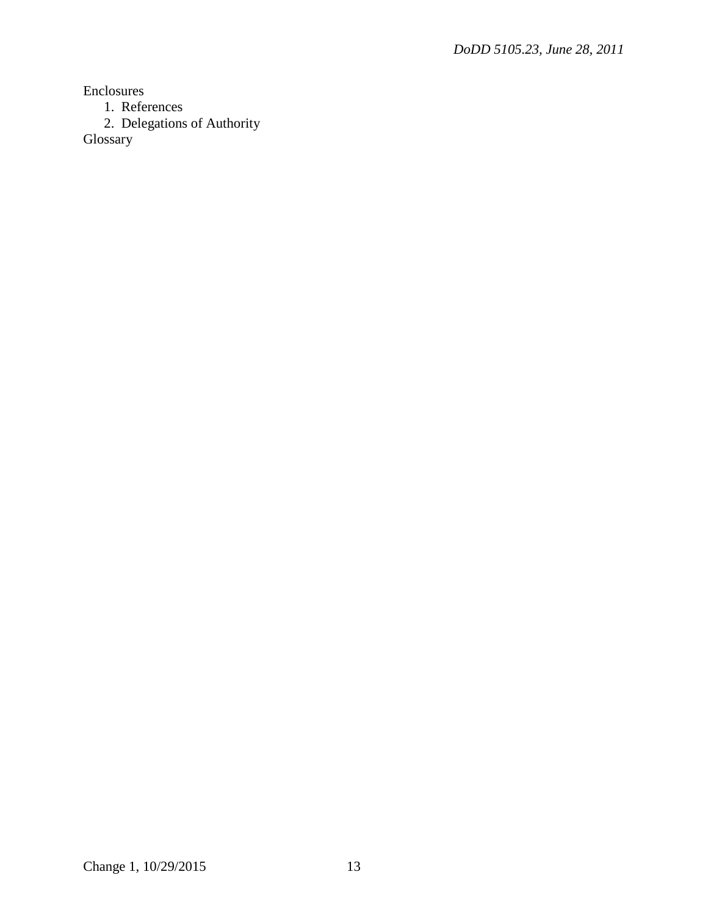Enclosures
  1. References
  2. Delegations of Authority
Glossary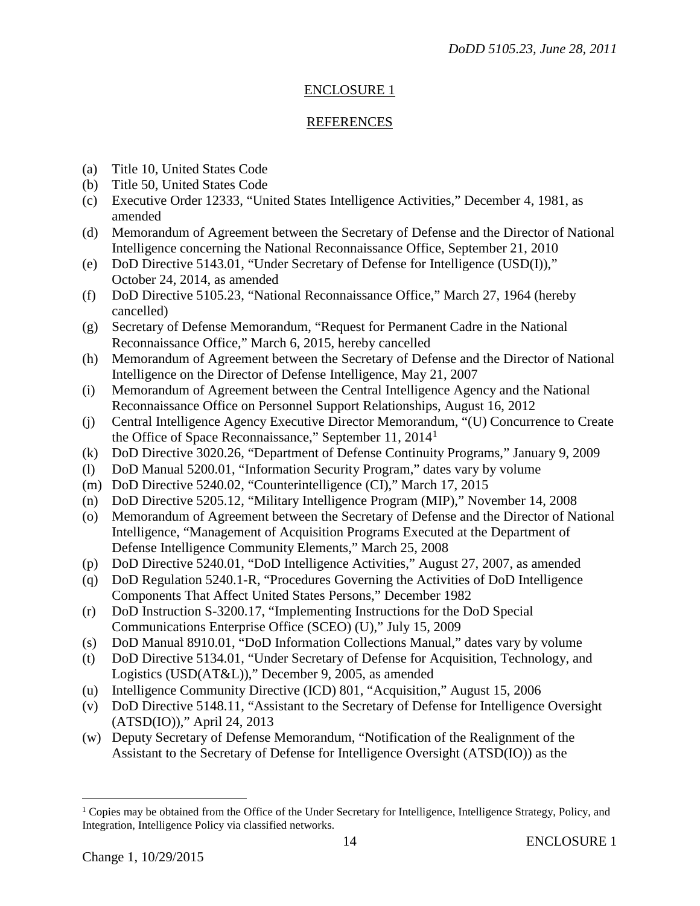## ENCLOSURE 1

## REFERENCES

(a) Title 10, United States Code
(b) Title 50, United States Code
(c) Executive Order 12333, "United States Intelligence Activities," December 4, 1981, as amended
(d) Memorandum of Agreement between the Secretary of Defense and the Director of National Intelligence concerning the National Reconnaissance Office, September 21, 2010
(e) DoD Directive 5143.01, "Under Secretary of Defense for Intelligence (USD(I))," October 24, 2014, as amended
(f) DoD Directive 5105.23, "National Reconnaissance Office," March 27, 1964 (hereby cancelled)
(g) Secretary of Defense Memorandum, "Request for Permanent Cadre in the National Reconnaissance Office," March 6, 2015, hereby cancelled
(h) Memorandum of Agreement between the Secretary of Defense and the Director of National Intelligence on the Director of Defense Intelligence, May 21, 2007
(i) Memorandum of Agreement between the Central Intelligence Agency and the National Reconnaissance Office on Personnel Support Relationships, August 16, 2012
(j) Central Intelligence Agency Executive Director Memorandum, "(U) Concurrence to Create the Office of Space Reconnaissance," September 11, 2014[1]
(k) DoD Directive 3020.26, "Department of Defense Continuity Programs," January 9, 2009
(l) DoD Manual 5200.01, "Information Security Program," dates vary by volume
(m) DoD Directive 5240.02, "Counterintelligence (CI)," March 17, 2015
(n) DoD Directive 5205.12, "Military Intelligence Program (MIP)," November 14, 2008
(o) Memorandum of Agreement between the Secretary of Defense and the Director of National Intelligence, "Management of Acquisition Programs Executed at the Department of Defense Intelligence Community Elements," March 25, 2008
(p) DoD Directive 5240.01, "DoD Intelligence Activities," August 27, 2007, as amended
(q) DoD Regulation 5240.1-R, "Procedures Governing the Activities of DoD Intelligence Components That Affect United States Persons," December 1982
(r) DoD Instruction S-3200.17, "Implementing Instructions for the DoD Special Communications Enterprise Office (SCEO) (U)," July 15, 2009
(s) DoD Manual 8910.01, "DoD Information Collections Manual," dates vary by volume
(t) DoD Directive 5134.01, "Under Secretary of Defense for Acquisition, Technology, and Logistics (USD(AT&L))," December 9, 2005, as amended
(u) Intelligence Community Directive (ICD) 801, "Acquisition," August 15, 2006
(v) DoD Directive 5148.11, "Assistant to the Secretary of Defense for Intelligence Oversight (ATSD(IO))," April 24, 2013
(w) Deputy Secretary of Defense Memorandum, "Notification of the Realignment of the Assistant to the Secretary of Defense for Intelligence Oversight (ATSD(IO)) as the

[1] Copies may be obtained from the Office of the Under Secretary for Intelligence, Intelligence Strategy, Policy, and Integration, Intelligence Policy via classified networks.

Change 1, 10/29/2015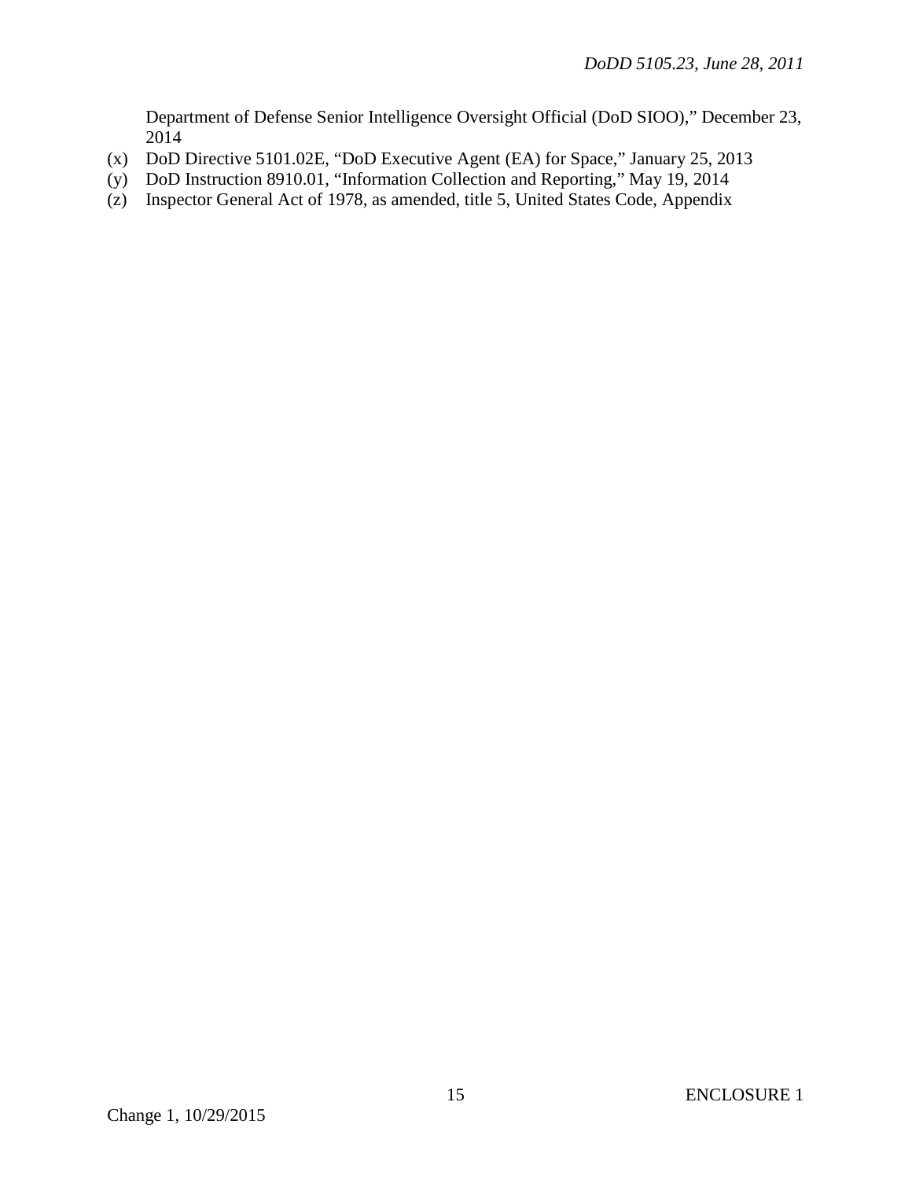Department of Defense Senior Intelligence Oversight Official (DoD SIOO)," December 23, 2014

(x) DoD Directive 5101.02E, "DoD Executive Agent (EA) for Space," January 25, 2013

(y) DoD Instruction 8910.01, "Information Collection and Reporting," May 19, 2014

(z) Inspector General Act of 1978, as amended, title 5, United States Code, Appendix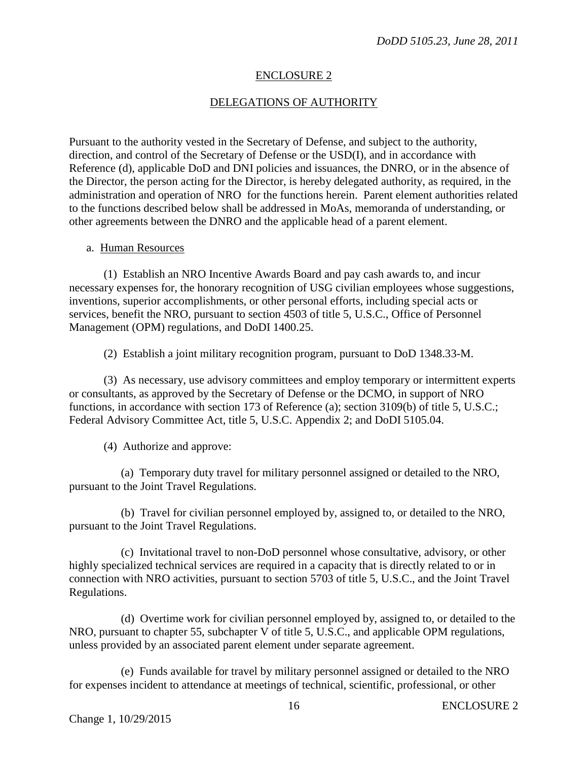## ENCLOSURE 2

## DELEGATIONS OF AUTHORITY

Pursuant to the authority vested in the Secretary of Defense, and subject to the authority, direction, and control of the Secretary of Defense or the USD(I), and in accordance with Reference (d), applicable DoD and DNI policies and issuances, the DNRO, or in the absence of the Director, the person acting for the Director, is hereby delegated authority, as required, in the administration and operation of NRO for the functions herein. Parent element authorities related to the functions described below shall be addressed in MoAs, memoranda of understanding, or other agreements between the DNRO and the applicable head of a parent element.

a. Human Resources

(1) Establish an NRO Incentive Awards Board and pay cash awards to, and incur necessary expenses for, the honorary recognition of USG civilian employees whose suggestions, inventions, superior accomplishments, or other personal efforts, including special acts or services, benefit the NRO, pursuant to section 4503 of title 5, U.S.C., Office of Personnel Management (OPM) regulations, and DoDI 1400.25.

(2) Establish a joint military recognition program, pursuant to DoD 1348.33-M.

(3) As necessary, use advisory committees and employ temporary or intermittent experts or consultants, as approved by the Secretary of Defense or the DCMO, in support of NRO functions, in accordance with section 173 of Reference (a); section 3109(b) of title 5, U.S.C.; Federal Advisory Committee Act, title 5, U.S.C. Appendix 2; and DoDI 5105.04.

(4) Authorize and approve:

(a) Temporary duty travel for military personnel assigned or detailed to the NRO, pursuant to the Joint Travel Regulations.

(b) Travel for civilian personnel employed by, assigned to, or detailed to the NRO, pursuant to the Joint Travel Regulations.

(c) Invitational travel to non-DoD personnel whose consultative, advisory, or other highly specialized technical services are required in a capacity that is directly related to or in connection with NRO activities, pursuant to section 5703 of title 5, U.S.C., and the Joint Travel Regulations.

(d) Overtime work for civilian personnel employed by, assigned to, or detailed to the NRO, pursuant to chapter 55, subchapter V of title 5, U.S.C., and applicable OPM regulations, unless provided by an associated parent element under separate agreement.

(e) Funds available for travel by military personnel assigned or detailed to the NRO for expenses incident to attendance at meetings of technical, scientific, professional, or other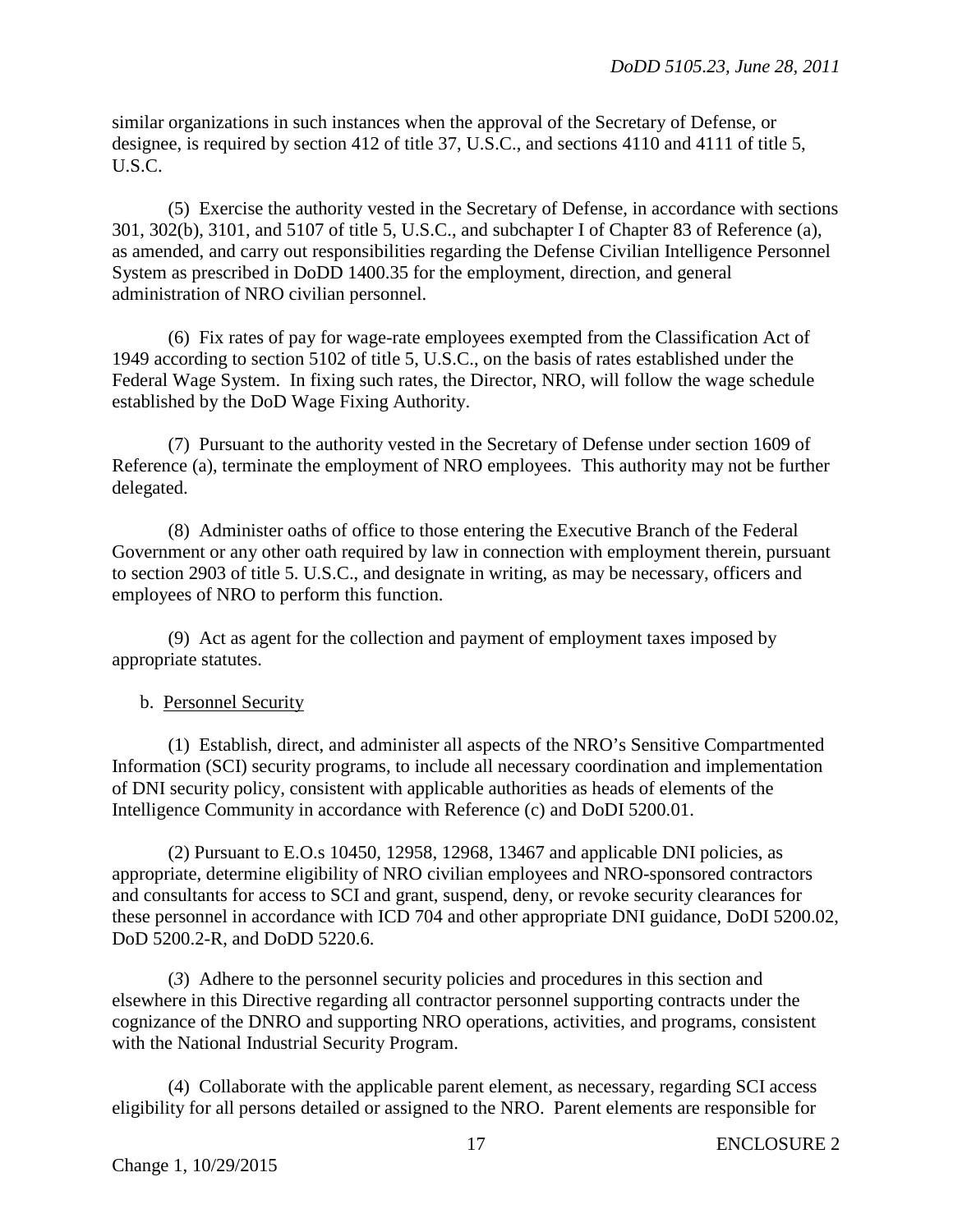similar organizations in such instances when the approval of the Secretary of Defense, or designee, is required by section 412 of title 37, U.S.C., and sections 4110 and 4111 of title 5, U.S.C.

(5) Exercise the authority vested in the Secretary of Defense, in accordance with sections 301, 302(b), 3101, and 5107 of title 5, U.S.C., and subchapter I of Chapter 83 of Reference (a), as amended, and carry out responsibilities regarding the Defense Civilian Intelligence Personnel System as prescribed in DoDD 1400.35 for the employment, direction, and general administration of NRO civilian personnel.

(6) Fix rates of pay for wage-rate employees exempted from the Classification Act of 1949 according to section 5102 of title 5, U.S.C., on the basis of rates established under the Federal Wage System. In fixing such rates, the Director, NRO, will follow the wage schedule established by the DoD Wage Fixing Authority.

(7) Pursuant to the authority vested in the Secretary of Defense under section 1609 of Reference (a), terminate the employment of NRO employees. This authority may not be further delegated.

(8) Administer oaths of office to those entering the Executive Branch of the Federal Government or any other oath required by law in connection with employment therein, pursuant to section 2903 of title 5. U.S.C., and designate in writing, as may be necessary, officers and employees of NRO to perform this function.

(9) Act as agent for the collection and payment of employment taxes imposed by appropriate statutes.

b. Personnel Security

(1) Establish, direct, and administer all aspects of the NRO's Sensitive Compartmented Information (SCI) security programs, to include all necessary coordination and implementation of DNI security policy, consistent with applicable authorities as heads of elements of the Intelligence Community in accordance with Reference (c) and DoDI 5200.01.

(2) Pursuant to E.O.s 10450, 12958, 12968, 13467 and applicable DNI policies, as appropriate, determine eligibility of NRO civilian employees and NRO-sponsored contractors and consultants for access to SCI and grant, suspend, deny, or revoke security clearances for these personnel in accordance with ICD 704 and other appropriate DNI guidance, DoDI 5200.02, DoD 5200.2-R, and DoDD 5220.6.

(*3*) Adhere to the personnel security policies and procedures in this section and elsewhere in this Directive regarding all contractor personnel supporting contracts under the cognizance of the DNRO and supporting NRO operations, activities, and programs, consistent with the National Industrial Security Program.

(4) Collaborate with the applicable parent element, as necessary, regarding SCI access eligibility for all persons detailed or assigned to the NRO. Parent elements are responsible for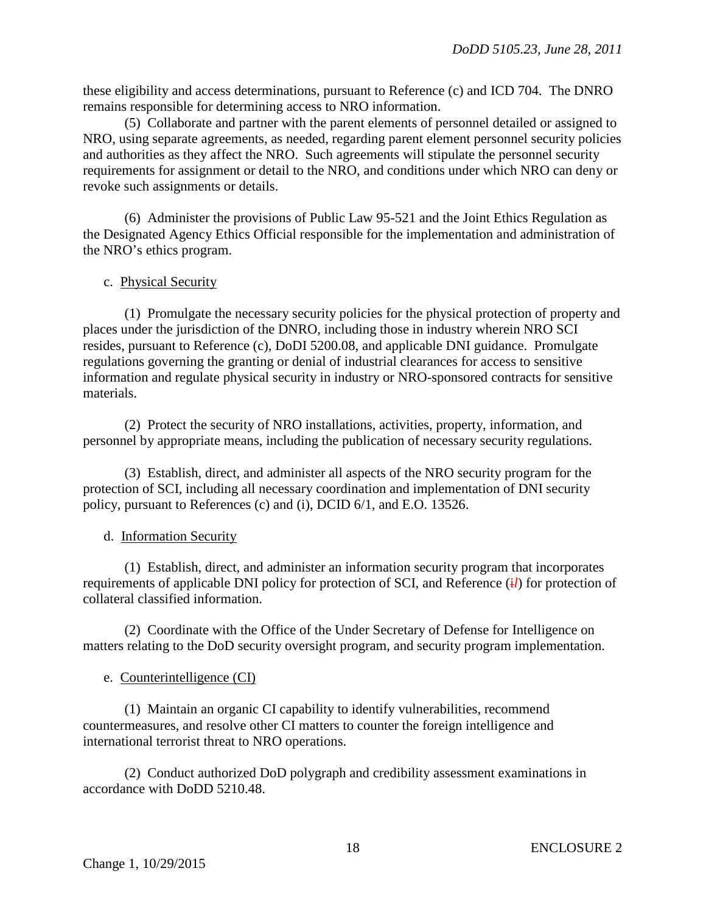these eligibility and access determinations, pursuant to Reference (c) and ICD 704. The DNRO remains responsible for determining access to NRO information.

(5) Collaborate and partner with the parent elements of personnel detailed or assigned to NRO, using separate agreements, as needed, regarding parent element personnel security policies and authorities as they affect the NRO. Such agreements will stipulate the personnel security requirements for assignment or detail to the NRO, and conditions under which NRO can deny or revoke such assignments or details.

(6) Administer the provisions of Public Law 95-521 and the Joint Ethics Regulation as the Designated Agency Ethics Official responsible for the implementation and administration of the NRO's ethics program.

c. Physical Security

(1) Promulgate the necessary security policies for the physical protection of property and places under the jurisdiction of the DNRO, including those in industry wherein NRO SCI resides, pursuant to Reference (c), DoDI 5200.08, and applicable DNI guidance. Promulgate regulations governing the granting or denial of industrial clearances for access to sensitive information and regulate physical security in industry or NRO-sponsored contracts for sensitive materials.

(2) Protect the security of NRO installations, activities, property, information, and personnel by appropriate means, including the publication of necessary security regulations.

(3) Establish, direct, and administer all aspects of the NRO security program for the protection of SCI, including all necessary coordination and implementation of DNI security policy, pursuant to References (c) and (i), DCID 6/1, and E.O. 13526.

d. Information Security

(1) Establish, direct, and administer an information security program that incorporates requirements of applicable DNI policy for protection of SCI, and Reference (~~i~~*l*) for protection of collateral classified information.

(2) Coordinate with the Office of the Under Secretary of Defense for Intelligence on matters relating to the DoD security oversight program, and security program implementation.

e. Counterintelligence (CI)

(1) Maintain an organic CI capability to identify vulnerabilities, recommend countermeasures, and resolve other CI matters to counter the foreign intelligence and international terrorist threat to NRO operations.

(2) Conduct authorized DoD polygraph and credibility assessment examinations in accordance with DoDD 5210.48.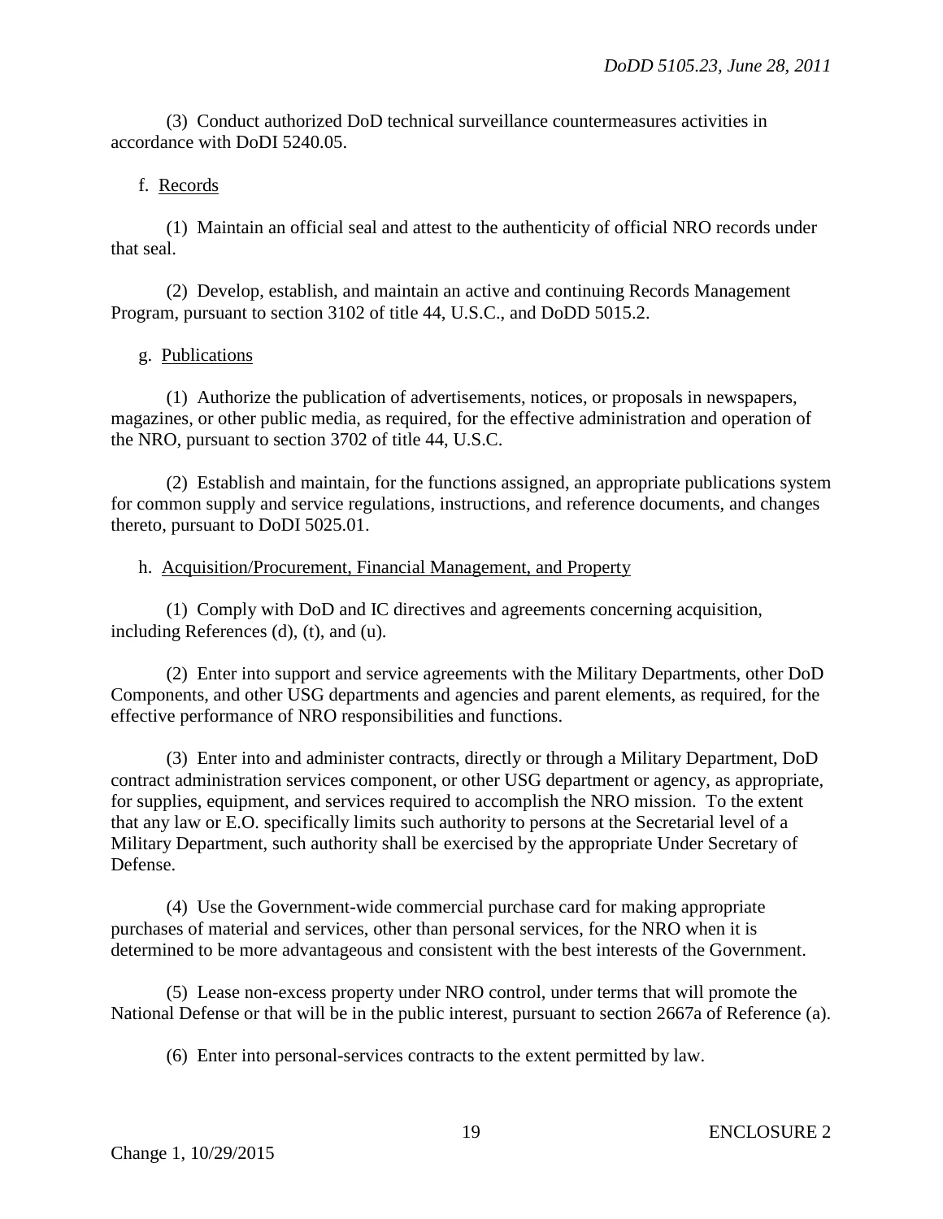(3) Conduct authorized DoD technical surveillance countermeasures activities in accordance with DoDI 5240.05.

f. Records

(1) Maintain an official seal and attest to the authenticity of official NRO records under that seal.

(2) Develop, establish, and maintain an active and continuing Records Management Program, pursuant to section 3102 of title 44, U.S.C., and DoDD 5015.2.

g. Publications

(1) Authorize the publication of advertisements, notices, or proposals in newspapers, magazines, or other public media, as required, for the effective administration and operation of the NRO, pursuant to section 3702 of title 44, U.S.C.

(2) Establish and maintain, for the functions assigned, an appropriate publications system for common supply and service regulations, instructions, and reference documents, and changes thereto, pursuant to DoDI 5025.01.

h. Acquisition/Procurement, Financial Management, and Property

(1) Comply with DoD and IC directives and agreements concerning acquisition, including References (d), (t), and (u).

(2) Enter into support and service agreements with the Military Departments, other DoD Components, and other USG departments and agencies and parent elements, as required, for the effective performance of NRO responsibilities and functions.

(3) Enter into and administer contracts, directly or through a Military Department, DoD contract administration services component, or other USG department or agency, as appropriate, for supplies, equipment, and services required to accomplish the NRO mission. To the extent that any law or E.O. specifically limits such authority to persons at the Secretarial level of a Military Department, such authority shall be exercised by the appropriate Under Secretary of Defense.

(4) Use the Government-wide commercial purchase card for making appropriate purchases of material and services, other than personal services, for the NRO when it is determined to be more advantageous and consistent with the best interests of the Government.

(5) Lease non-excess property under NRO control, under terms that will promote the National Defense or that will be in the public interest, pursuant to section 2667a of Reference (a).

(6) Enter into personal-services contracts to the extent permitted by law.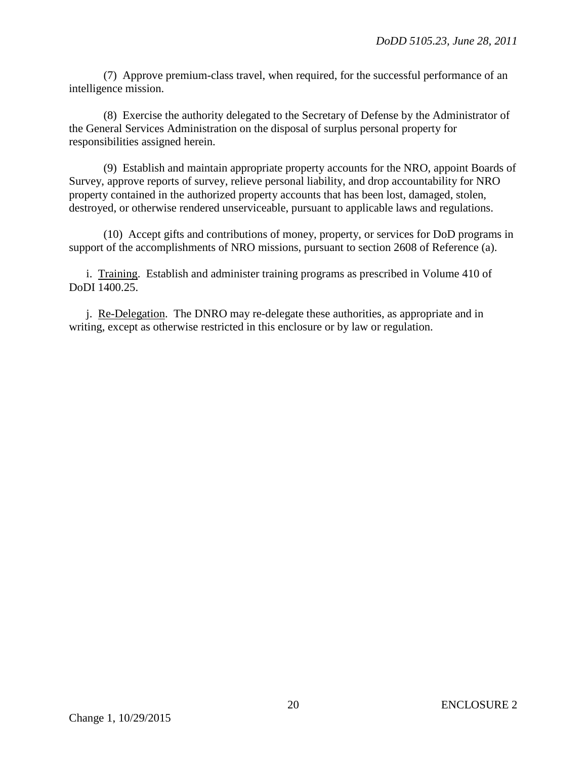(7) Approve premium-class travel, when required, for the successful performance of an intelligence mission.

(8) Exercise the authority delegated to the Secretary of Defense by the Administrator of the General Services Administration on the disposal of surplus personal property for responsibilities assigned herein.

(9) Establish and maintain appropriate property accounts for the NRO, appoint Boards of Survey, approve reports of survey, relieve personal liability, and drop accountability for NRO property contained in the authorized property accounts that has been lost, damaged, stolen, destroyed, or otherwise rendered unserviceable, pursuant to applicable laws and regulations.

(10) Accept gifts and contributions of money, property, or services for DoD programs in support of the accomplishments of NRO missions, pursuant to section 2608 of Reference (a).

i. Training. Establish and administer training programs as prescribed in Volume 410 of DoDI 1400.25.

j. Re-Delegation. The DNRO may re-delegate these authorities, as appropriate and in writing, except as otherwise restricted in this enclosure or by law or regulation.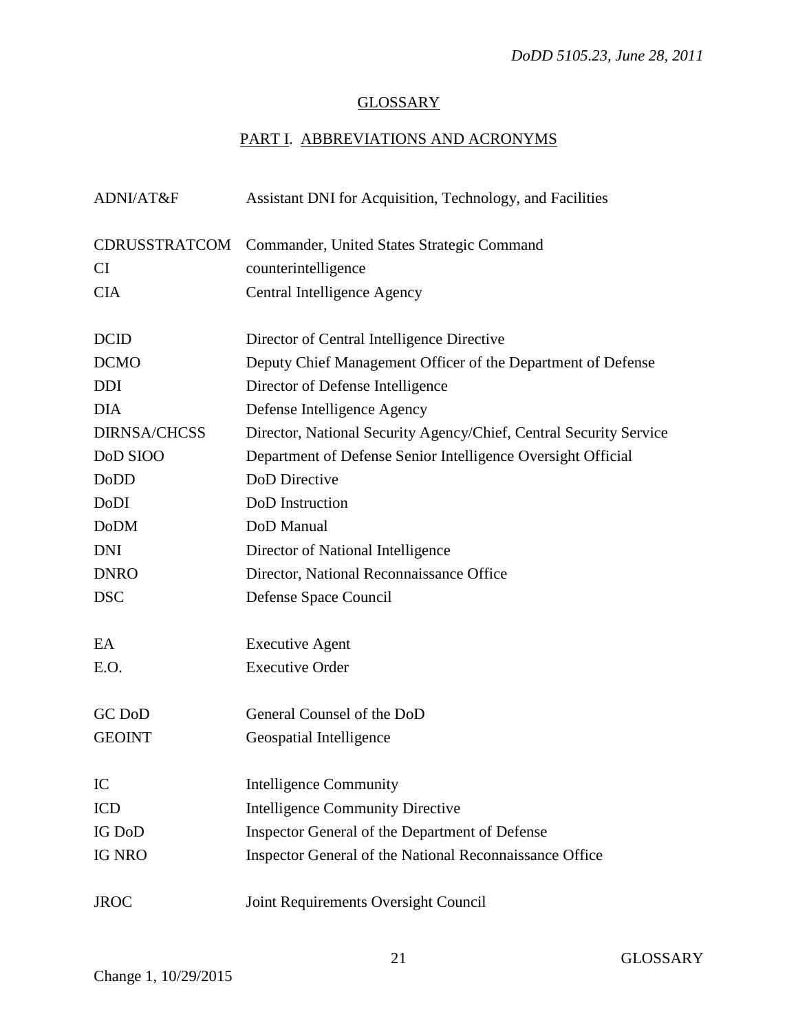# GLOSSARY

## PART I. ABBREVIATIONS AND ACRONYMS

| | |
|---|---|
| ADNI/AT&F | Assistant DNI for Acquisition, Technology, and Facilities |
| CDRUSSTRATCOM | Commander, United States Strategic Command |
| CI | counterintelligence |
| CIA | Central Intelligence Agency |
| DCID | Director of Central Intelligence Directive |
| DCMO | Deputy Chief Management Officer of the Department of Defense |
| DDI | Director of Defense Intelligence |
| DIA | Defense Intelligence Agency |
| DIRNSA/CHCSS | Director, National Security Agency/Chief, Central Security Service |
| DoD SIOO | Department of Defense Senior Intelligence Oversight Official |
| DoDD | DoD Directive |
| DoDI | DoD Instruction |
| DoDM | DoD Manual |
| DNI | Director of National Intelligence |
| DNRO | Director, National Reconnaissance Office |
| DSC | Defense Space Council |
| EA | Executive Agent |
| E.O. | Executive Order |
| GC DoD | General Counsel of the DoD |
| GEOINT | Geospatial Intelligence |
| IC | Intelligence Community |
| ICD | Intelligence Community Directive |
| IG DoD | Inspector General of the Department of Defense |
| IG NRO | Inspector General of the National Reconnaissance Office |
| JROC | Joint Requirements Oversight Council |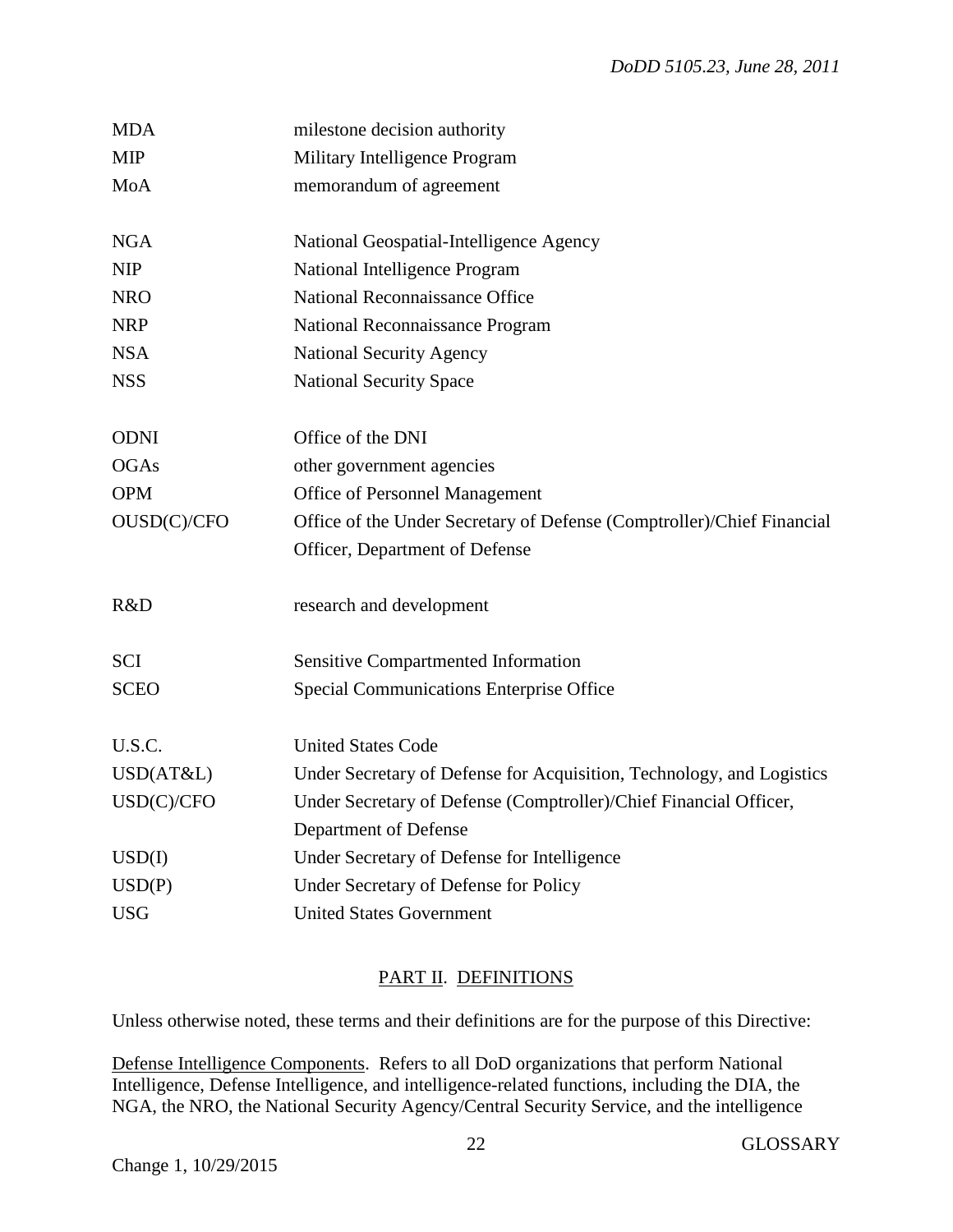| | |
|---|---|
| MDA | milestone decision authority |
| MIP | Military Intelligence Program |
| MoA | memorandum of agreement |
| NGA | National Geospatial-Intelligence Agency |
| NIP | National Intelligence Program |
| NRO | National Reconnaissance Office |
| NRP | National Reconnaissance Program |
| NSA | National Security Agency |
| NSS | National Security Space |
| ODNI | Office of the DNI |
| OGAs | other government agencies |
| OPM | Office of Personnel Management |
| OUSD(C)/CFO | Office of the Under Secretary of Defense (Comptroller)/Chief Financial Officer, Department of Defense |
| R&D | research and development |
| SCI | Sensitive Compartmented Information |
| SCEO | Special Communications Enterprise Office |
| U.S.C. | United States Code |
| USD(AT&L) | Under Secretary of Defense for Acquisition, Technology, and Logistics |
| USD(C)/CFO | Under Secretary of Defense (Comptroller)/Chief Financial Officer, Department of Defense |
| USD(I) | Under Secretary of Defense for Intelligence |
| USD(P) | Under Secretary of Defense for Policy |
| USG | United States Government |

## PART II. DEFINITIONS

Unless otherwise noted, these terms and their definitions are for the purpose of this Directive:

Defense Intelligence Components. Refers to all DoD organizations that perform National Intelligence, Defense Intelligence, and intelligence-related functions, including the DIA, the NGA, the NRO, the National Security Agency/Central Security Service, and the intelligence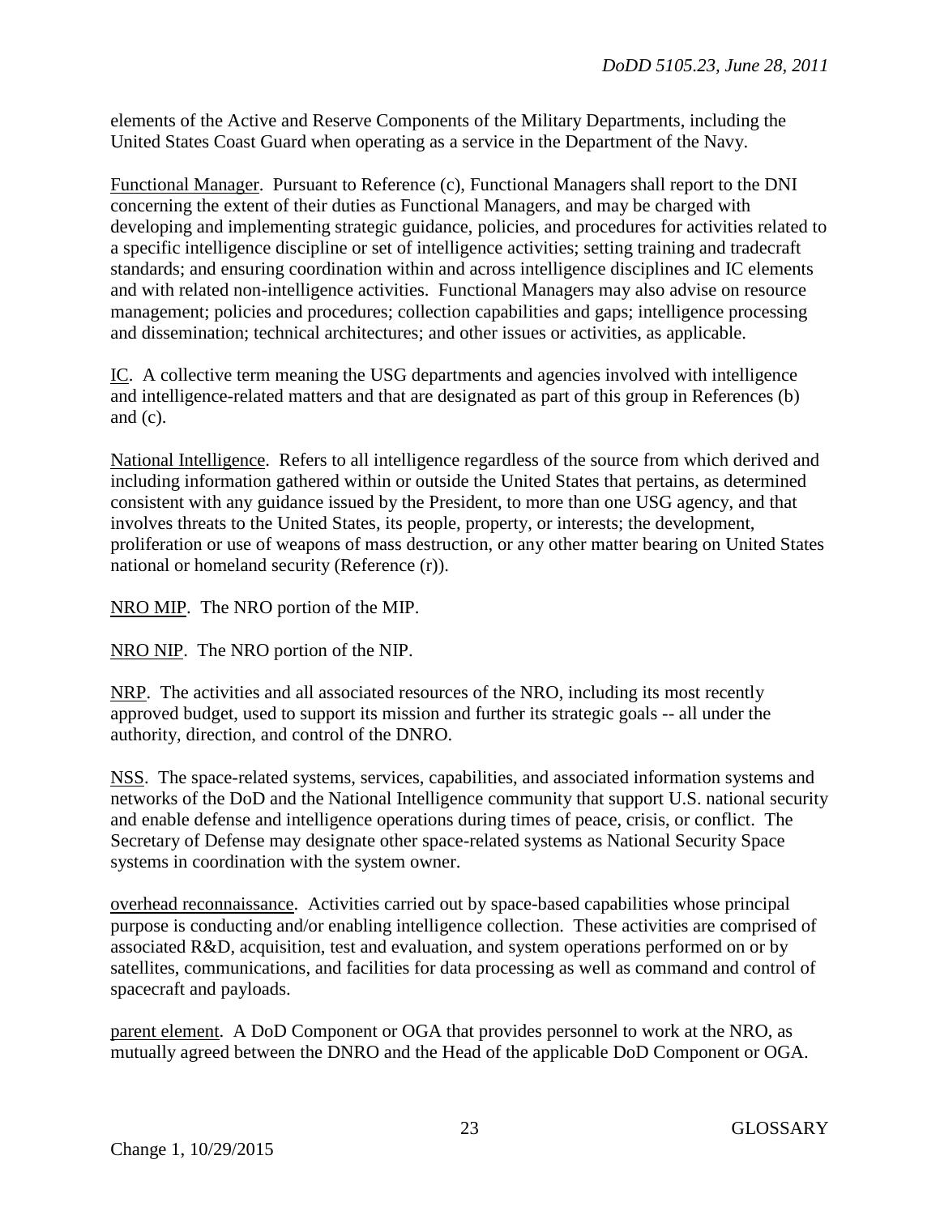elements of the Active and Reserve Components of the Military Departments, including the United States Coast Guard when operating as a service in the Department of the Navy.

Functional Manager. Pursuant to Reference (c), Functional Managers shall report to the DNI concerning the extent of their duties as Functional Managers, and may be charged with developing and implementing strategic guidance, policies, and procedures for activities related to a specific intelligence discipline or set of intelligence activities; setting training and tradecraft standards; and ensuring coordination within and across intelligence disciplines and IC elements and with related non-intelligence activities. Functional Managers may also advise on resource management; policies and procedures; collection capabilities and gaps; intelligence processing and dissemination; technical architectures; and other issues or activities, as applicable.

IC. A collective term meaning the USG departments and agencies involved with intelligence and intelligence-related matters and that are designated as part of this group in References (b) and (c).

National Intelligence. Refers to all intelligence regardless of the source from which derived and including information gathered within or outside the United States that pertains, as determined consistent with any guidance issued by the President, to more than one USG agency, and that involves threats to the United States, its people, property, or interests; the development, proliferation or use of weapons of mass destruction, or any other matter bearing on United States national or homeland security (Reference (r)).

NRO MIP. The NRO portion of the MIP.

NRO NIP. The NRO portion of the NIP.

NRP. The activities and all associated resources of the NRO, including its most recently approved budget, used to support its mission and further its strategic goals -- all under the authority, direction, and control of the DNRO.

NSS. The space-related systems, services, capabilities, and associated information systems and networks of the DoD and the National Intelligence community that support U.S. national security and enable defense and intelligence operations during times of peace, crisis, or conflict. The Secretary of Defense may designate other space-related systems as National Security Space systems in coordination with the system owner.

overhead reconnaissance. Activities carried out by space-based capabilities whose principal purpose is conducting and/or enabling intelligence collection. These activities are comprised of associated R&D, acquisition, test and evaluation, and system operations performed on or by satellites, communications, and facilities for data processing as well as command and control of spacecraft and payloads.

parent element. A DoD Component or OGA that provides personnel to work at the NRO, as mutually agreed between the DNRO and the Head of the applicable DoD Component or OGA.